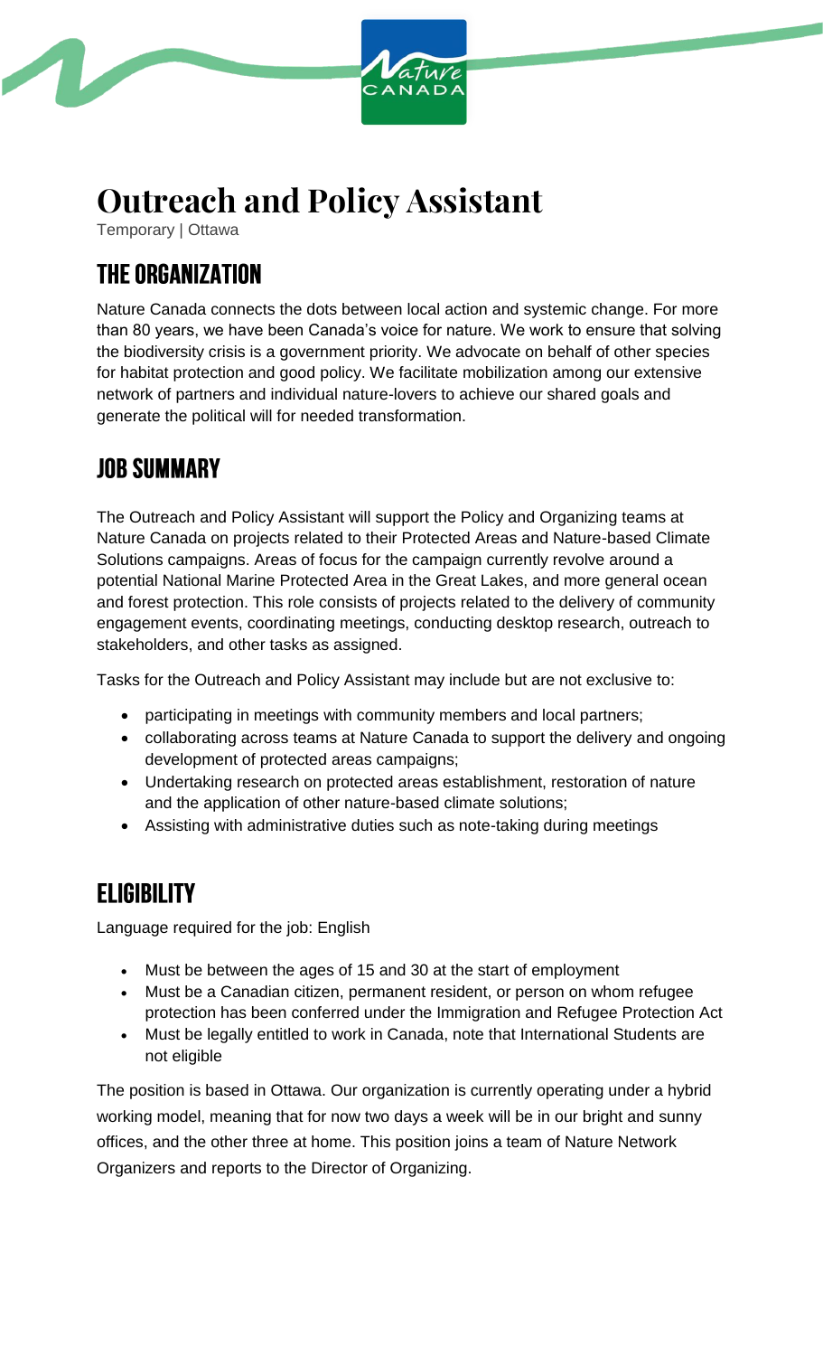# Outreach and Policy Assistant

Temporary | Ottawa

## THE ORGANIZATION

Nature Canada connects the dots between local action and systemic change. For more than 80 years, we have been Canada's voice for nature. We work to ensure that solving the biodiversity crisis is a government priority. We advocate on behalf of other species for habitat protection and good policy. We facilitate mobilization among our extensive network of partners and individual nature-lovers to achieve our shared goals and generate the political will for needed transformation.

## JOB SUMMARY

The Outreach and Policy Assistant will support the Policy and Organizing teams at Nature Canada on projects related to their Protected Areas and Nature-based Climate Solutions campaigns. Areas of focus for the campaign currently revolve around a potential National Marine Protected Area in the Great Lakes, and more general ocean and forest protection. This role consists of projects related to the delivery of community engagement events, coordinating meetings, conducting desktop research, outreach to stakeholders, and other tasks as assigned.

Tasks for the Outreach and Policy Assistant may include but are not exclusive to:

- participating in meetings with community members and local partners;
- collaborating across teams at Nature Canada to support the delivery and ongoing development of protected areas campaigns;
- Undertaking research on protected areas establishment, restoration of nature and the application of other nature-based climate solutions;
- Assisting with administrative duties such as note-taking during meetings

## ELIGIBILITY

Language required for the job: English

- Must be between the ages of 15 and 30 at the start of employment
- Must be a Canadian citizen, permanent resident, or person on whom refugee protection has been conferred under the Immigration and Refugee Protection Act
- Must be legally entitled to work in Canada, note that International Students are not eligible

The position is based in Ottawa. Our organization is currently operating under a hybrid working model, meaning that for now two days a week will be in our bright and sunny offices, and the other three at home. This position joins a team of Nature Network Organizers and reports to the Director of Organizing.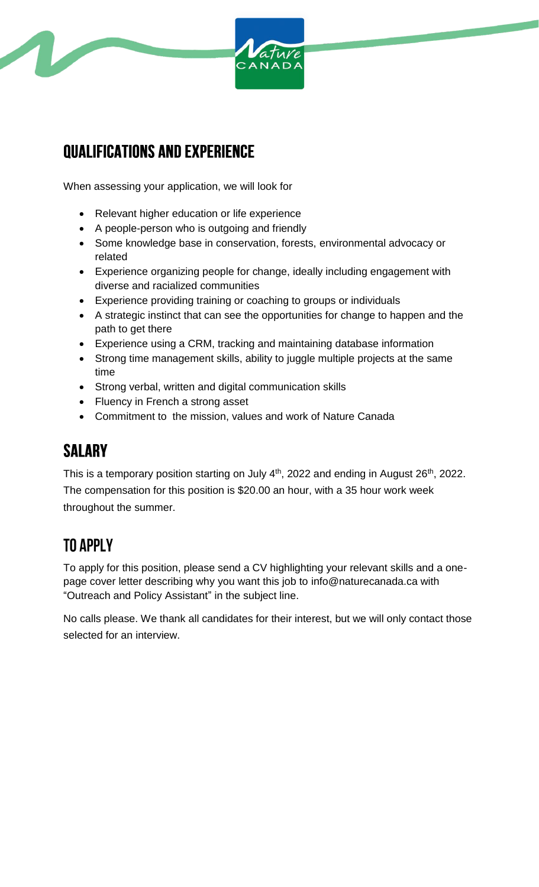## QUALIFICATIONS AND EXPERIENCE

When assessing your application, we will look for

- Relevant higher education or life experience
- A people-person who is outgoing and friendly
- Some knowledge base in conservation, forests, environmental advocacy or related
- Experience organizing people for change, ideally including engagement with diverse and racialized communities
- Experience providing training or coaching to groups or individuals
- A strategic instinct that can see the opportunities for change to happen and the path to get there
- Experience using a CRM, tracking and maintaining database information
- Strong time management skills, ability to juggle multiple projects at the same time
- Strong verbal, written and digital communication skills
- Fluency in French a strong asset
- Commitment to  the mission, values and work of Nature Canada

## SALARY

This is a temporary position starting on July 4th, 2022 and ending in August 26th, 2022. The compensation for this position is $20.00 an hour, with a 35 hour work week throughout the summer.

## TO APPLY

To apply for this position, please send a CV highlighting your relevant skills and a one-page cover letter describing why you want this job to info@naturecanada.ca with "Outreach and Policy Assistant" in the subject line.

No calls please. We thank all candidates for their interest, but we will only contact those selected for an interview.